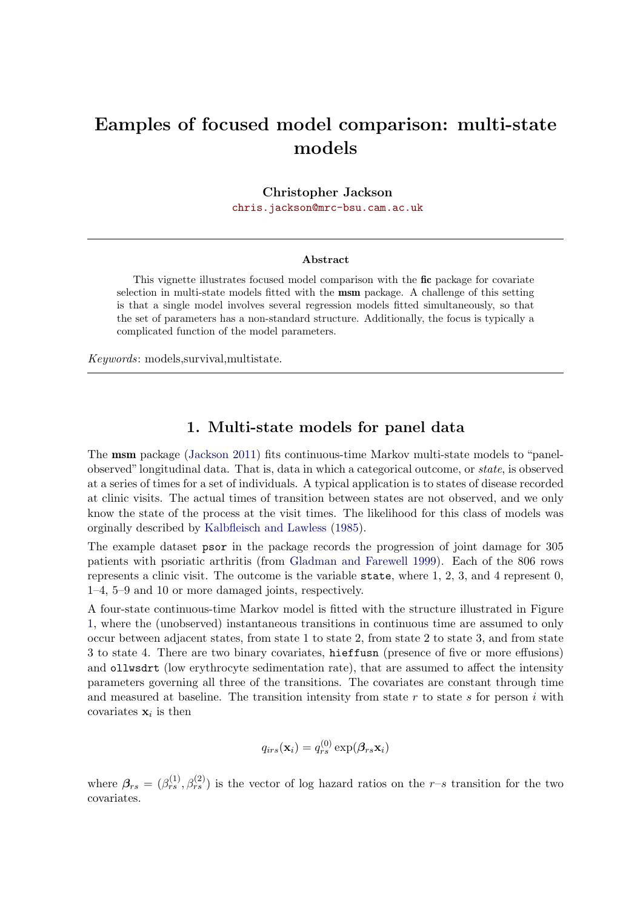# Eamples of focused model comparison: multi-state models

**Christopher Jackson**
chris.jackson@mrc-bsu.cam.ac.uk

**Abstract**

This vignette illustrates focused model comparison with the **fic** package for covariate selection in multi-state models fitted with the **msm** package. A challenge of this setting is that a single model involves several regression models fitted simultaneously, so that the set of parameters has a non-standard structure. Additionally, the focus is typically a complicated function of the model parameters.

*Keywords*: models,survival,multistate.

## 1. Multi-state models for panel data

The **msm** package (Jackson 2011) fits continuous-time Markov multi-state models to "panel-observed" longitudinal data. That is, data in which a categorical outcome, or *state*, is observed at a series of times for a set of individuals. A typical application is to states of disease recorded at clinic visits. The actual times of transition between states are not observed, and we only know the state of the process at the visit times. The likelihood for this class of models was orginally described by Kalbfleisch and Lawless (1985).

The example dataset `psor` in the package records the progression of joint damage for 305 patients with psoriatic arthritis (from Gladman and Farewell 1999). Each of the 806 rows represents a clinic visit. The outcome is the variable `state`, where 1, 2, 3, and 4 represent 0, 1–4, 5–9 and 10 or more damaged joints, respectively.

A four-state continuous-time Markov model is fitted with the structure illustrated in Figure 1, where the (unobserved) instantaneous transitions in continuous time are assumed to only occur between adjacent states, from state 1 to state 2, from state 2 to state 3, and from state 3 to state 4. There are two binary covariates, `hieffusn` (presence of five or more effusions) and `ollwsdrt` (low erythrocyte sedimentation rate), that are assumed to affect the intensity parameters governing all three of the transitions. The covariates are constant through time and measured at baseline. The transition intensity from state $r$ to state $s$ for person $i$ with covariates $\mathbf{x}_i$ is then

$$q_{irs}(\mathbf{x}_i) = q_{rs}^{(0)} \exp(\boldsymbol{\beta}_{rs}\mathbf{x}_i)$$

where $\boldsymbol{\beta}_{rs} = (\beta_{rs}^{(1)}, \beta_{rs}^{(2)})$ is the vector of log hazard ratios on the $r$–$s$ transition for the two covariates.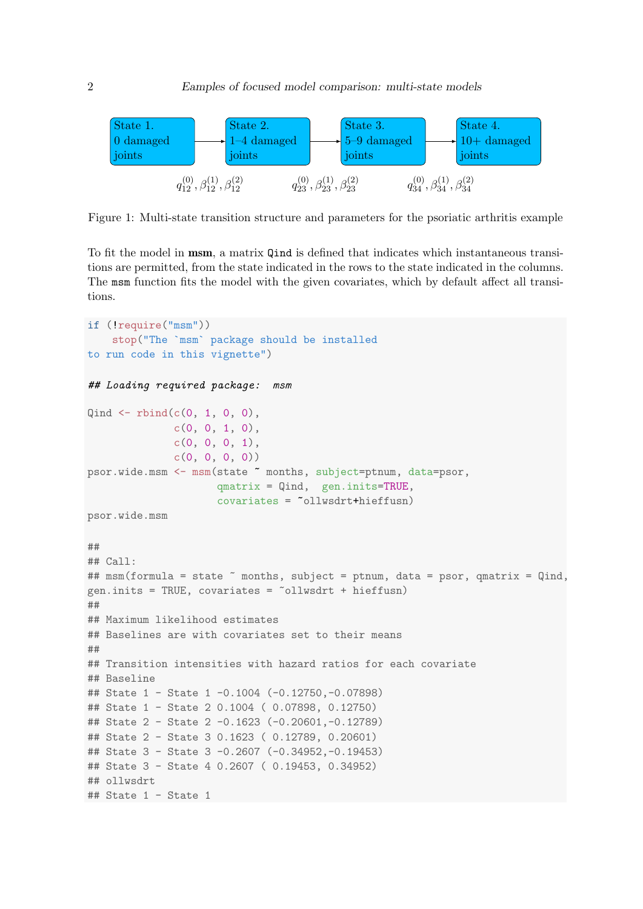State 1. 0 damaged joints → State 2. 1–4 damaged joints → State 3. 5–9 damaged joints → State 4. 10+ damaged joints

$q^{(0)}_{12}, \beta^{(1)}_{12}, \beta^{(2)}_{12}$ &nbsp;&nbsp; $q^{(0)}_{23}, \beta^{(1)}_{23}, \beta^{(2)}_{23}$ &nbsp;&nbsp; $q^{(0)}_{34}, \beta^{(1)}_{34}, \beta^{(2)}_{34}$

Figure 1: Multi-state transition structure and parameters for the psoriatic arthritis example

To fit the model in **msm**, a matrix `Qind` is defined that indicates which instantaneous transitions are permitted, from the state indicated in the rows to the state indicated in the columns. The `msm` function fits the model with the given covariates, which by default affect all transitions.

```
if (!require("msm"))
    stop("The `msm` package should be installed
to run code in this vignette")

## Loading required package:  msm

Qind <- rbind(c(0, 1, 0, 0),
              c(0, 0, 1, 0),
              c(0, 0, 0, 1),
              c(0, 0, 0, 0))
psor.wide.msm <- msm(state ~ months, subject=ptnum, data=psor,
                     qmatrix = Qind,  gen.inits=TRUE,
                     covariates = ~ollwsdrt+hieffusn)
psor.wide.msm

##
## Call:
## msm(formula = state ~ months, subject = ptnum, data = psor, qmatrix = Qind,
gen.inits = TRUE, covariates = ~ollwsdrt + hieffusn)
##
## Maximum likelihood estimates
## Baselines are with covariates set to their means
##
## Transition intensities with hazard ratios for each covariate
## Baseline
## State 1 - State 1 -0.1004 (-0.12750,-0.07898)
## State 1 - State 2 0.1004 ( 0.07898, 0.12750)
## State 2 - State 2 -0.1623 (-0.20601,-0.12789)
## State 2 - State 3 0.1623 ( 0.12789, 0.20601)
## State 3 - State 3 -0.2607 (-0.34952,-0.19453)
## State 3 - State 4 0.2607 ( 0.19453, 0.34952)
## ollwsdrt
## State 1 - State 1
```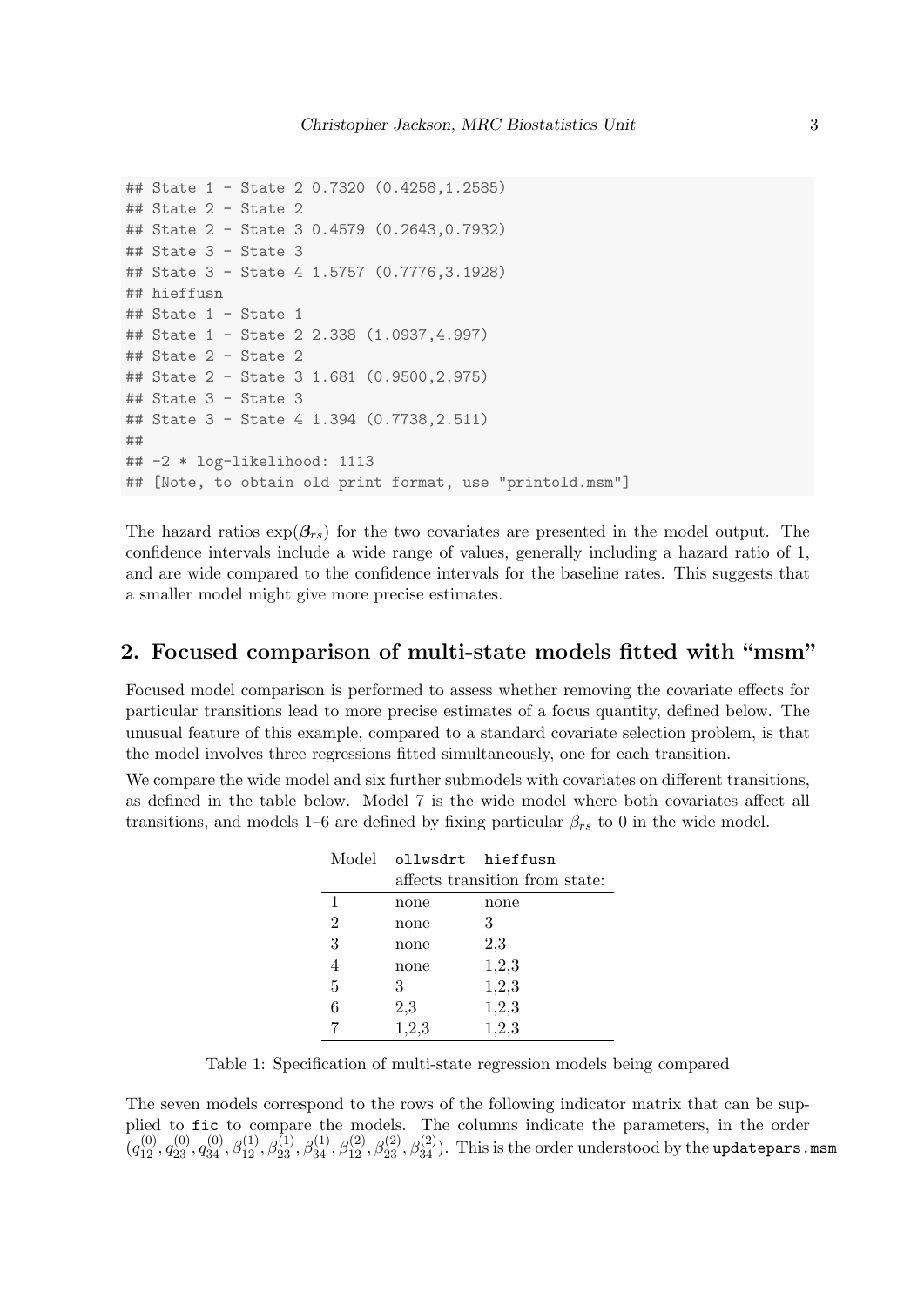```
## State 1 - State 2 0.7320 (0.4258,1.2585)
## State 2 - State 2
## State 2 - State 3 0.4579 (0.2643,0.7932)
## State 3 - State 3
## State 3 - State 4 1.5757 (0.7776,3.1928)
## hieffusn
## State 1 - State 1
## State 1 - State 2 2.338 (1.0937,4.997)
## State 2 - State 2
## State 2 - State 3 1.681 (0.9500,2.975)
## State 3 - State 3
## State 3 - State 4 1.394 (0.7738,2.511)
##
## -2 * log-likelihood: 1113
## [Note, to obtain old print format, use "printold.msm"]
```

The hazard ratios $\exp(\boldsymbol{\beta}_{rs})$ for the two covariates are presented in the model output. The confidence intervals include a wide range of values, generally including a hazard ratio of 1, and are wide compared to the confidence intervals for the baseline rates. This suggests that a smaller model might give more precise estimates.

## 2. Focused comparison of multi-state models fitted with "msm"

Focused model comparison is performed to assess whether removing the covariate effects for particular transitions lead to more precise estimates of a focus quantity, defined below. The unusual feature of this example, compared to a standard covariate selection problem, is that the model involves three regressions fitted simultaneously, one for each transition.

We compare the wide model and six further submodels with covariates on different transitions, as defined in the table below. Model 7 is the wide model where both covariates affect all transitions, and models 1–6 are defined by fixing particular $\beta_{rs}$ to 0 in the wide model.

| Model | `ollwsdrt` | `hieffusn` |
|---|---|---|
| | affects transition from state: | |
| 1 | none | none |
| 2 | none | 3 |
| 3 | none | 2,3 |
| 4 | none | 1,2,3 |
| 5 | 3 | 1,2,3 |
| 6 | 2,3 | 1,2,3 |
| 7 | 1,2,3 | 1,2,3 |

Table 1: Specification of multi-state regression models being compared

The seven models correspond to the rows of the following indicator matrix that can be supplied to `fic` to compare the models. The columns indicate the parameters, in the order $(q_{12}^{(0)}, q_{23}^{(0)}, q_{34}^{(0)}, \beta_{12}^{(1)}, \beta_{23}^{(1)}, \beta_{34}^{(1)}, \beta_{12}^{(2)}, \beta_{23}^{(2)}, \beta_{34}^{(2)})$. This is the order understood by the `updatepars.msm`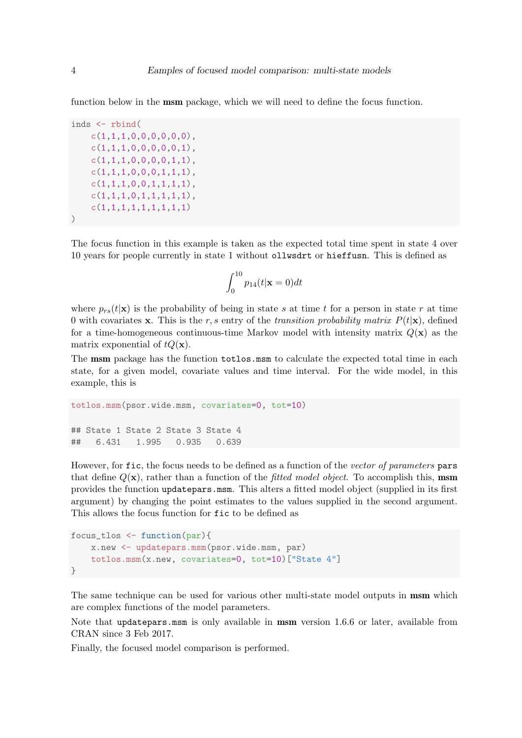function below in the **msm** package, which we will need to define the focus function.

```
inds <- rbind(
    c(1,1,1,0,0,0,0,0,0),
    c(1,1,1,0,0,0,0,0,1),
    c(1,1,1,0,0,0,0,1,1),
    c(1,1,1,0,0,0,1,1,1),
    c(1,1,1,0,0,1,1,1,1),
    c(1,1,1,0,1,1,1,1,1),
    c(1,1,1,1,1,1,1,1,1)
)
```

The focus function in this example is taken as the expected total time spent in state 4 over 10 years for people currently in state 1 without `ollwsdrt` or `hieffusn`. This is defined as

$$\int_0^{10} p_{14}(t|\mathbf{x}=0)dt$$

where $p_{rs}(t|\mathbf{x})$ is the probability of being in state $s$ at time $t$ for a person in state $r$ at time 0 with covariates $\mathbf{x}$. This is the $r,s$ entry of the *transition probability matrix* $P(t|\mathbf{x})$, defined for a time-homogeneous continuous-time Markov model with intensity matrix $Q(\mathbf{x})$ as the matrix exponential of $tQ(\mathbf{x})$.

The **msm** package has the function `totlos.msm` to calculate the expected total time in each state, for a given model, covariate values and time interval. For the wide model, in this example, this is

```
totlos.msm(psor.wide.msm, covariates=0, tot=10)

## State 1 State 2 State 3 State 4
##   6.431   1.995   0.935   0.639
```

However, for `fic`, the focus needs to be defined as a function of the *vector of parameters* `pars` that define $Q(\mathbf{x})$, rather than a function of the *fitted model object*. To accomplish this, **msm** provides the function `updatepars.msm`. This alters a fitted model object (supplied in its first argument) by changing the point estimates to the values supplied in the second argument. This allows the focus function for `fic` to be defined as

```
focus_tlos <- function(par){
    x.new <- updatepars.msm(psor.wide.msm, par)
    totlos.msm(x.new, covariates=0, tot=10)["State 4"]
}
```

The same technique can be used for various other multi-state model outputs in **msm** which are complex functions of the model parameters.

Note that `updatepars.msm` is only available in **msm** version 1.6.6 or later, available from CRAN since 3 Feb 2017.

Finally, the focused model comparison is performed.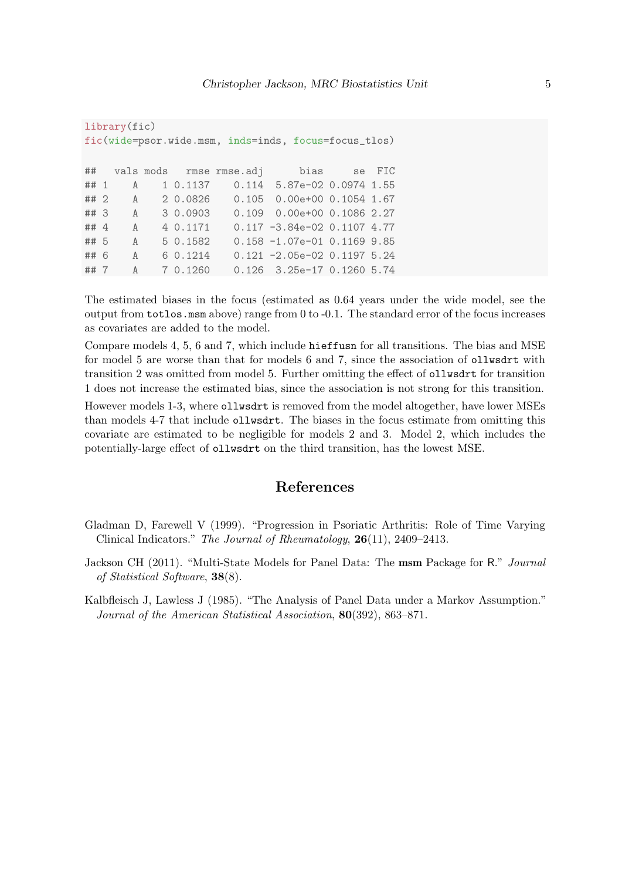```
library(fic)
fic(wide=psor.wide.msm, inds=inds, focus=focus_tlos)

##   vals mods   rmse rmse.adj      bias     se  FIC
## 1    A    1 0.1137    0.114  5.87e-02 0.0974 1.55
## 2    A    2 0.0826    0.105  0.00e+00 0.1054 1.67
## 3    A    3 0.0903    0.109  0.00e+00 0.1086 2.27
## 4    A    4 0.1171    0.117 -3.84e-02 0.1107 4.77
## 5    A    5 0.1582    0.158 -1.07e-01 0.1169 9.85
## 6    A    6 0.1214    0.121 -2.05e-02 0.1197 5.24
## 7    A    7 0.1260    0.126  3.25e-17 0.1260 5.74
```

The estimated biases in the focus (estimated as 0.64 years under the wide model, see the output from `totlos.msm` above) range from 0 to -0.1. The standard error of the focus increases as covariates are added to the model.

Compare models 4, 5, 6 and 7, which include `hieffusn` for all transitions. The bias and MSE for model 5 are worse than that for models 6 and 7, since the association of `ollwsdrt` with transition 2 was omitted from model 5. Further omitting the effect of `ollwsdrt` for transition 1 does not increase the estimated bias, since the association is not strong for this transition.

However models 1-3, where `ollwsdrt` is removed from the model altogether, have lower MSEs than models 4-7 that include `ollwsdrt`. The biases in the focus estimate from omitting this covariate are estimated to be negligible for models 2 and 3. Model 2, which includes the potentially-large effect of `ollwsdrt` on the third transition, has the lowest MSE.

## References

Gladman D, Farewell V (1999). "Progression in Psoriatic Arthritis: Role of Time Varying Clinical Indicators." *The Journal of Rheumatology*, **26**(11), 2409–2413.

Jackson CH (2011). "Multi-State Models for Panel Data: The **msm** Package for R." *Journal of Statistical Software*, **38**(8).

Kalbfleisch J, Lawless J (1985). "The Analysis of Panel Data under a Markov Assumption." *Journal of the American Statistical Association*, **80**(392), 863–871.